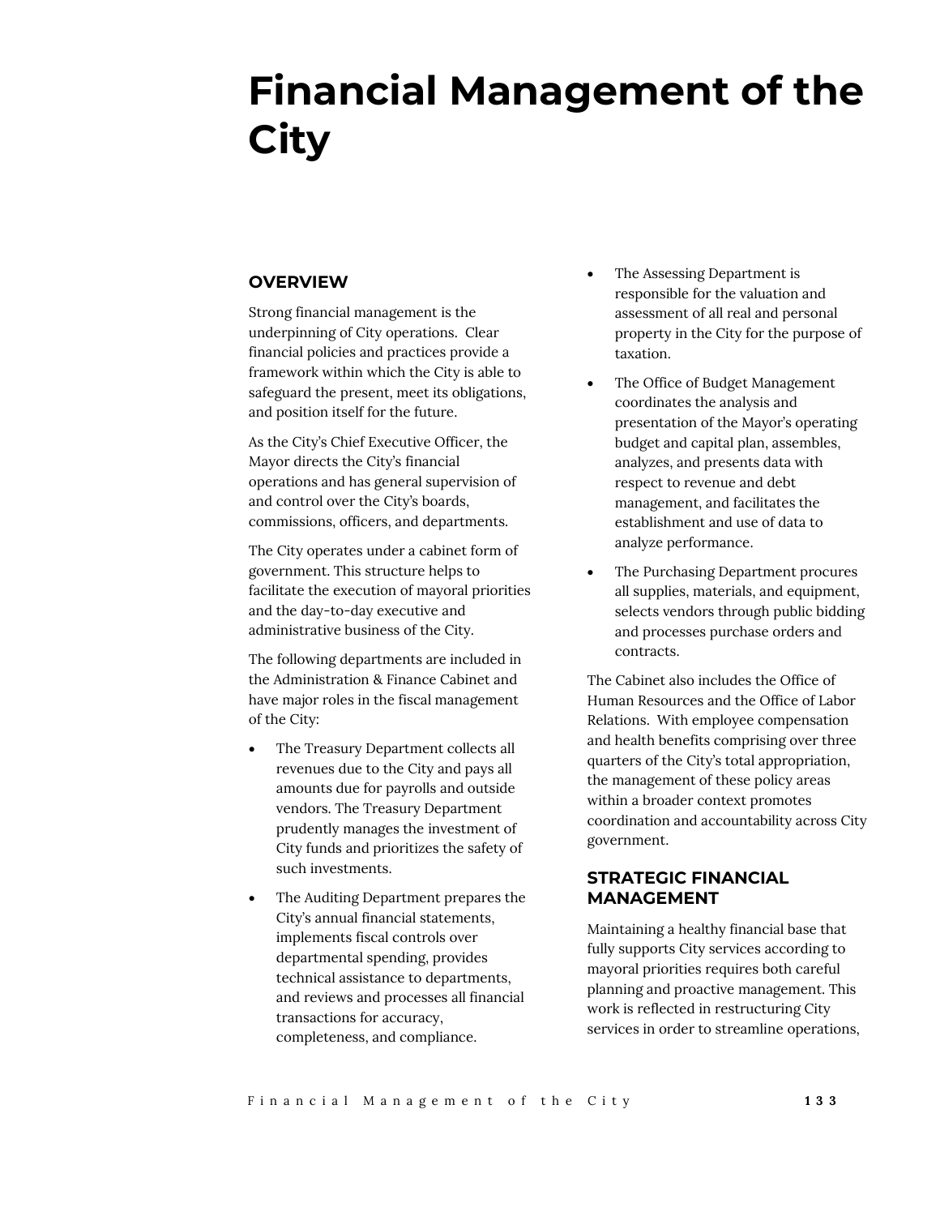# Financial Management of the City

## OVERVIEW

Strong financial management is the underpinning of City operations. Clear financial policies and practices provide a framework within which the City is able to safeguard the present, meet its obligations, and position itself for the future.

As the City's Chief Executive Officer, the Mayor directs the City's financial operations and has general supervision of and control over the City's boards, commissions, officers, and departments.

The City operates under a cabinet form of government. This structure helps to facilitate the execution of mayoral priorities and the day-to-day executive and administrative business of the City.

The following departments are included in the Administration & Finance Cabinet and have major roles in the fiscal management of the City:

- The Treasury Department collects all revenues due to the City and pays all amounts due for payrolls and outside vendors. The Treasury Department prudently manages the investment of City funds and prioritizes the safety of such investments.
- The Auditing Department prepares the City's annual financial statements, implements fiscal controls over departmental spending, provides technical assistance to departments, and reviews and processes all financial transactions for accuracy, completeness, and compliance.
- The Assessing Department is responsible for the valuation and assessment of all real and personal property in the City for the purpose of taxation.
- The Office of Budget Management coordinates the analysis and presentation of the Mayor's operating budget and capital plan, assembles, analyzes, and presents data with respect to revenue and debt management, and facilitates the establishment and use of data to analyze performance.
- The Purchasing Department procures all supplies, materials, and equipment, selects vendors through public bidding and processes purchase orders and contracts.

The Cabinet also includes the Office of Human Resources and the Office of Labor Relations. With employee compensation and health benefits comprising over three quarters of the City's total appropriation, the management of these policy areas within a broader context promotes coordination and accountability across City government.

## STRATEGIC FINANCIAL MANAGEMENT

Maintaining a healthy financial base that fully supports City services according to mayoral priorities requires both careful planning and proactive management. This work is reflected in restructuring City services in order to streamline operations,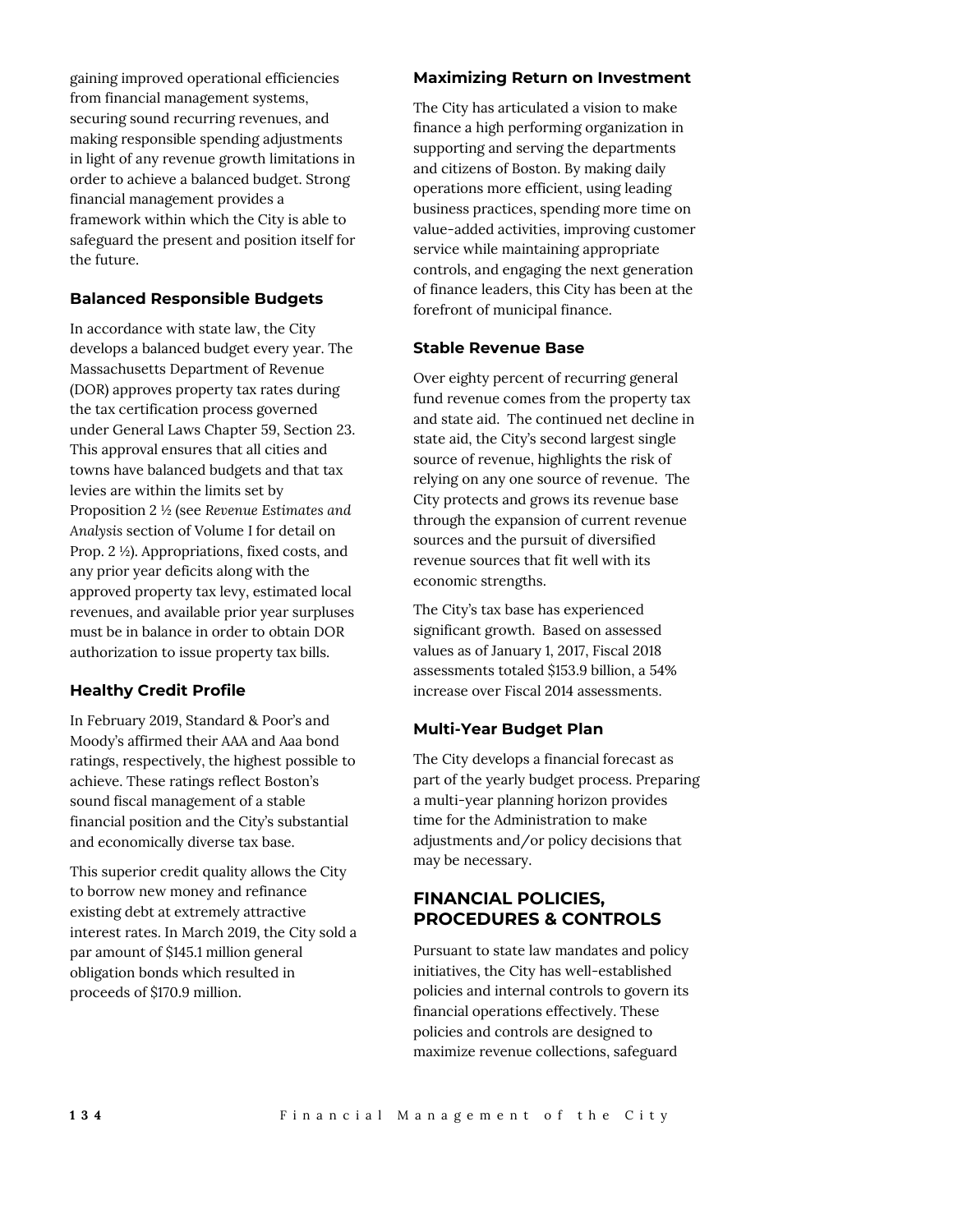gaining improved operational efficiencies from financial management systems, securing sound recurring revenues, and making responsible spending adjustments in light of any revenue growth limitations in order to achieve a balanced budget. Strong financial management provides a framework within which the City is able to safeguard the present and position itself for the future.

### Balanced Responsible Budgets

In accordance with state law, the City develops a balanced budget every year. The Massachusetts Department of Revenue (DOR) approves property tax rates during the tax certification process governed under General Laws Chapter 59, Section 23. This approval ensures that all cities and towns have balanced budgets and that tax levies are within the limits set by Proposition 2 ½ (see *Revenue Estimates and Analysis* section of Volume I for detail on Prop. 2 ½). Appropriations, fixed costs, and any prior year deficits along with the approved property tax levy, estimated local revenues, and available prior year surpluses must be in balance in order to obtain DOR authorization to issue property tax bills.

### Healthy Credit Profile

In February 2019, Standard & Poor's and Moody's affirmed their AAA and Aaa bond ratings, respectively, the highest possible to achieve. These ratings reflect Boston's sound fiscal management of a stable financial position and the City's substantial and economically diverse tax base.

This superior credit quality allows the City to borrow new money and refinance existing debt at extremely attractive interest rates. In March 2019, the City sold a par amount of $145.1 million general obligation bonds which resulted in proceeds of $170.9 million.

### Maximizing Return on Investment

The City has articulated a vision to make finance a high performing organization in supporting and serving the departments and citizens of Boston. By making daily operations more efficient, using leading business practices, spending more time on value-added activities, improving customer service while maintaining appropriate controls, and engaging the next generation of finance leaders, this City has been at the forefront of municipal finance.

### Stable Revenue Base

Over eighty percent of recurring general fund revenue comes from the property tax and state aid. The continued net decline in state aid, the City's second largest single source of revenue, highlights the risk of relying on any one source of revenue. The City protects and grows its revenue base through the expansion of current revenue sources and the pursuit of diversified revenue sources that fit well with its economic strengths.

The City's tax base has experienced significant growth. Based on assessed values as of January 1, 2017, Fiscal 2018 assessments totaled $153.9 billion, a 54% increase over Fiscal 2014 assessments.

### Multi-Year Budget Plan

The City develops a financial forecast as part of the yearly budget process. Preparing a multi-year planning horizon provides time for the Administration to make adjustments and/or policy decisions that may be necessary.

## FINANCIAL POLICIES, PROCEDURES & CONTROLS

Pursuant to state law mandates and policy initiatives, the City has well-established policies and internal controls to govern its financial operations effectively. These policies and controls are designed to maximize revenue collections, safeguard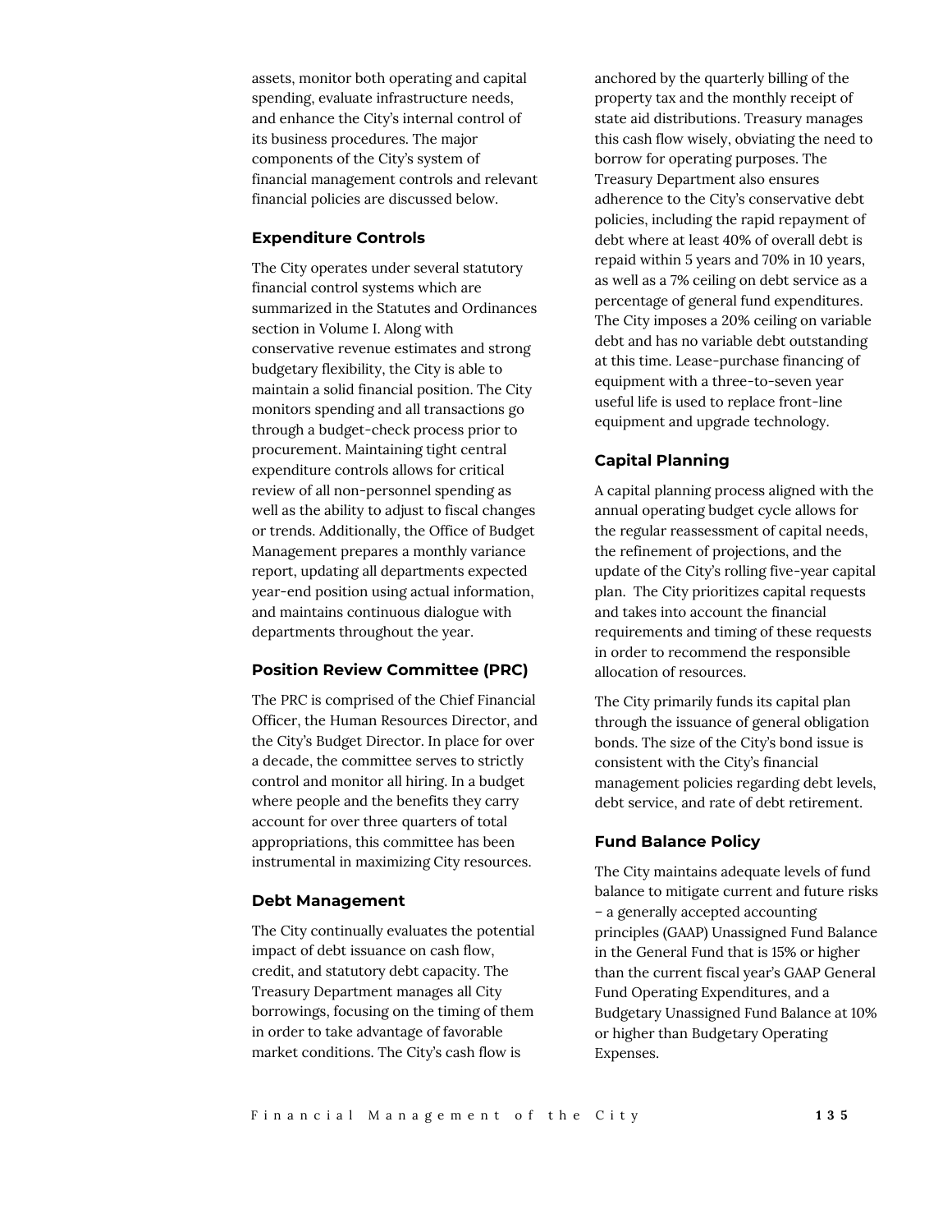assets, monitor both operating and capital spending, evaluate infrastructure needs, and enhance the City's internal control of its business procedures. The major components of the City's system of financial management controls and relevant financial policies are discussed below.

### Expenditure Controls

The City operates under several statutory financial control systems which are summarized in the Statutes and Ordinances section in Volume I. Along with conservative revenue estimates and strong budgetary flexibility, the City is able to maintain a solid financial position. The City monitors spending and all transactions go through a budget-check process prior to procurement. Maintaining tight central expenditure controls allows for critical review of all non-personnel spending as well as the ability to adjust to fiscal changes or trends. Additionally, the Office of Budget Management prepares a monthly variance report, updating all departments expected year-end position using actual information, and maintains continuous dialogue with departments throughout the year.

### Position Review Committee (PRC)

The PRC is comprised of the Chief Financial Officer, the Human Resources Director, and the City's Budget Director. In place for over a decade, the committee serves to strictly control and monitor all hiring. In a budget where people and the benefits they carry account for over three quarters of total appropriations, this committee has been instrumental in maximizing City resources.

### Debt Management

The City continually evaluates the potential impact of debt issuance on cash flow, credit, and statutory debt capacity. The Treasury Department manages all City borrowings, focusing on the timing of them in order to take advantage of favorable market conditions. The City's cash flow is anchored by the quarterly billing of the property tax and the monthly receipt of state aid distributions. Treasury manages this cash flow wisely, obviating the need to borrow for operating purposes. The Treasury Department also ensures adherence to the City's conservative debt policies, including the rapid repayment of debt where at least 40% of overall debt is repaid within 5 years and 70% in 10 years, as well as a 7% ceiling on debt service as a percentage of general fund expenditures. The City imposes a 20% ceiling on variable debt and has no variable debt outstanding at this time. Lease-purchase financing of equipment with a three-to-seven year useful life is used to replace front-line equipment and upgrade technology.

### Capital Planning

A capital planning process aligned with the annual operating budget cycle allows for the regular reassessment of capital needs, the refinement of projections, and the update of the City's rolling five-year capital plan. The City prioritizes capital requests and takes into account the financial requirements and timing of these requests in order to recommend the responsible allocation of resources.

The City primarily funds its capital plan through the issuance of general obligation bonds. The size of the City's bond issue is consistent with the City's financial management policies regarding debt levels, debt service, and rate of debt retirement.

### Fund Balance Policy

The City maintains adequate levels of fund balance to mitigate current and future risks – a generally accepted accounting principles (GAAP) Unassigned Fund Balance in the General Fund that is 15% or higher than the current fiscal year's GAAP General Fund Operating Expenditures, and a Budgetary Unassigned Fund Balance at 10% or higher than Budgetary Operating Expenses.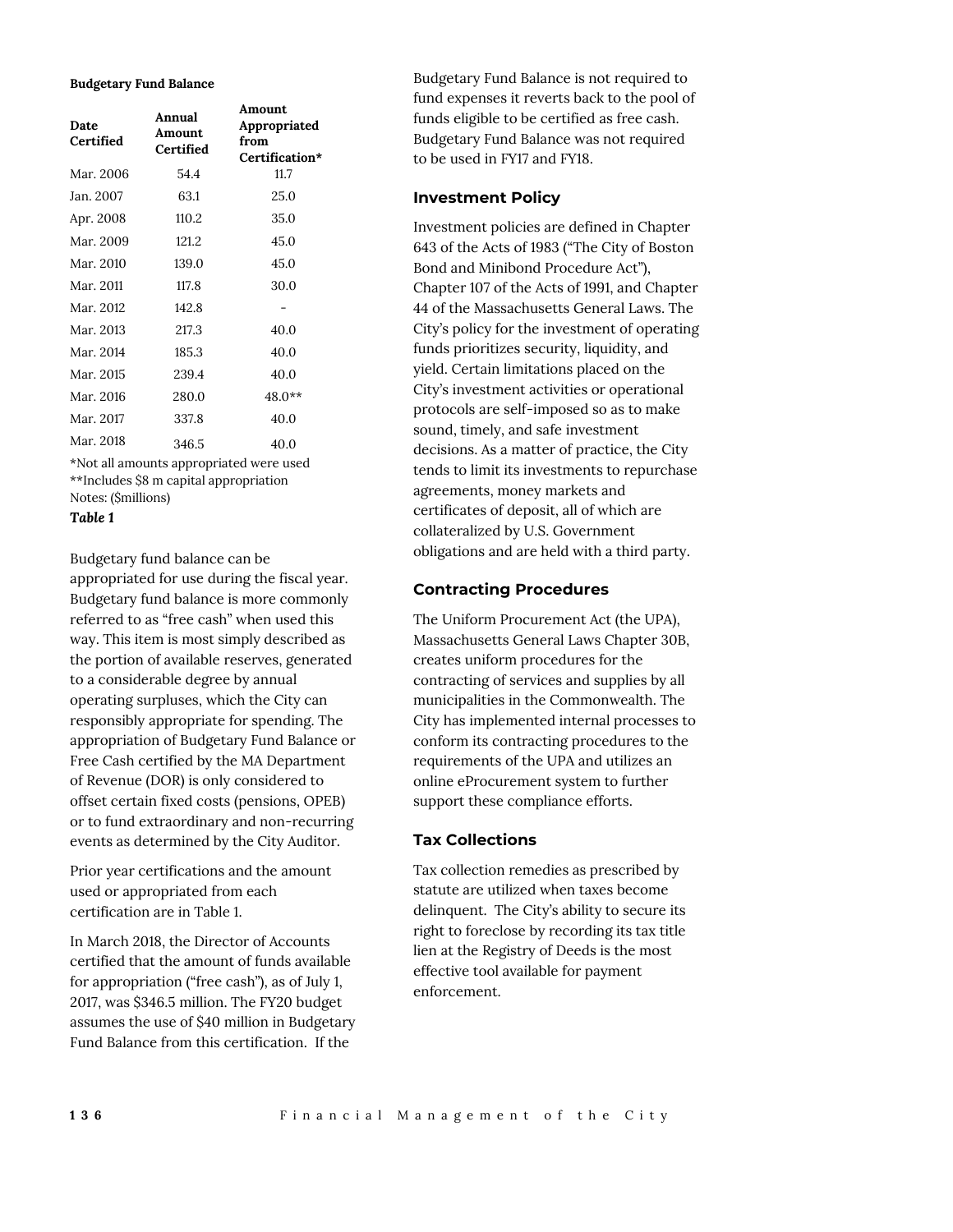**Budgetary Fund Balance**

| Date Certified | Annual Amount Certified | Amount Appropriated from Certification* |
|---|---|---|
| Mar. 2006 | 54.4 | 11.7 |
| Jan. 2007 | 63.1 | 25.0 |
| Apr. 2008 | 110.2 | 35.0 |
| Mar. 2009 | 121.2 | 45.0 |
| Mar. 2010 | 139.0 | 45.0 |
| Mar. 2011 | 117.8 | 30.0 |
| Mar. 2012 | 142.8 | - |
| Mar. 2013 | 217.3 | 40.0 |
| Mar. 2014 | 185.3 | 40.0 |
| Mar. 2015 | 239.4 | 40.0 |
| Mar. 2016 | 280.0 | 48.0** |
| Mar. 2017 | 337.8 | 40.0 |
| Mar. 2018 | 346.5 | 40.0 |

*Not all amounts appropriated were used
**Includes $8 m capital appropriation
Notes: ($millions)

***Table 1***

Budgetary fund balance can be appropriated for use during the fiscal year. Budgetary fund balance is more commonly referred to as "free cash" when used this way. This item is most simply described as the portion of available reserves, generated to a considerable degree by annual operating surpluses, which the City can responsibly appropriate for spending. The appropriation of Budgetary Fund Balance or Free Cash certified by the MA Department of Revenue (DOR) is only considered to offset certain fixed costs (pensions, OPEB) or to fund extraordinary and non-recurring events as determined by the City Auditor.

Prior year certifications and the amount used or appropriated from each certification are in Table 1.

In March 2018, the Director of Accounts certified that the amount of funds available for appropriation ("free cash"), as of July 1, 2017, was $346.5 million. The FY20 budget assumes the use of $40 million in Budgetary Fund Balance from this certification. If the Budgetary Fund Balance is not required to fund expenses it reverts back to the pool of funds eligible to be certified as free cash. Budgetary Fund Balance was not required to be used in FY17 and FY18.

### Investment Policy

Investment policies are defined in Chapter 643 of the Acts of 1983 ("The City of Boston Bond and Minibond Procedure Act"), Chapter 107 of the Acts of 1991, and Chapter 44 of the Massachusetts General Laws. The City's policy for the investment of operating funds prioritizes security, liquidity, and yield. Certain limitations placed on the City's investment activities or operational protocols are self-imposed so as to make sound, timely, and safe investment decisions. As a matter of practice, the City tends to limit its investments to repurchase agreements, money markets and certificates of deposit, all of which are collateralized by U.S. Government obligations and are held with a third party.

### Contracting Procedures

The Uniform Procurement Act (the UPA), Massachusetts General Laws Chapter 30B, creates uniform procedures for the contracting of services and supplies by all municipalities in the Commonwealth. The City has implemented internal processes to conform its contracting procedures to the requirements of the UPA and utilizes an online eProcurement system to further support these compliance efforts.

### Tax Collections

Tax collection remedies as prescribed by statute are utilized when taxes become delinquent. The City's ability to secure its right to foreclose by recording its tax title lien at the Registry of Deeds is the most effective tool available for payment enforcement.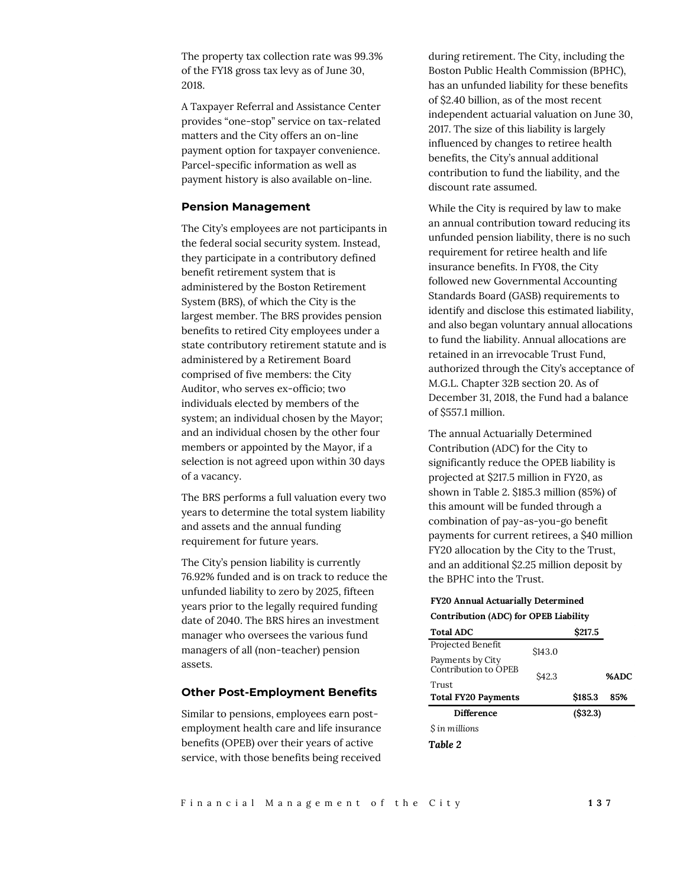The property tax collection rate was 99.3% of the FY18 gross tax levy as of June 30, 2018.

A Taxpayer Referral and Assistance Center provides "one-stop" service on tax-related matters and the City offers an on-line payment option for taxpayer convenience. Parcel-specific information as well as payment history is also available on-line.

### Pension Management

The City's employees are not participants in the federal social security system. Instead, they participate in a contributory defined benefit retirement system that is administered by the Boston Retirement System (BRS), of which the City is the largest member. The BRS provides pension benefits to retired City employees under a state contributory retirement statute and is administered by a Retirement Board comprised of five members: the City Auditor, who serves ex-officio; two individuals elected by members of the system; an individual chosen by the Mayor; and an individual chosen by the other four members or appointed by the Mayor, if a selection is not agreed upon within 30 days of a vacancy.

The BRS performs a full valuation every two years to determine the total system liability and assets and the annual funding requirement for future years.

The City's pension liability is currently 76.92% funded and is on track to reduce the unfunded liability to zero by 2025, fifteen years prior to the legally required funding date of 2040. The BRS hires an investment manager who oversees the various fund managers of all (non-teacher) pension assets.

### Other Post-Employment Benefits

Similar to pensions, employees earn post-employment health care and life insurance benefits (OPEB) over their years of active service, with those benefits being received during retirement. The City, including the Boston Public Health Commission (BPHC), has an unfunded liability for these benefits of $2.40 billion, as of the most recent independent actuarial valuation on June 30, 2017. The size of this liability is largely influenced by changes to retiree health benefits, the City's annual additional contribution to fund the liability, and the discount rate assumed.

While the City is required by law to make an annual contribution toward reducing its unfunded pension liability, there is no such requirement for retiree health and life insurance benefits. In FY08, the City followed new Governmental Accounting Standards Board (GASB) requirements to identify and disclose this estimated liability, and also began voluntary annual allocations to fund the liability. Annual allocations are retained in an irrevocable Trust Fund, authorized through the City's acceptance of M.G.L. Chapter 32B section 20. As of December 31, 2018, the Fund had a balance of $557.1 million.

The annual Actuarially Determined Contribution (ADC) for the City to significantly reduce the OPEB liability is projected at $217.5 million in FY20, as shown in Table 2. $185.3 million (85%) of this amount will be funded through a combination of pay-as-you-go benefit payments for current retirees, a $40 million FY20 allocation by the City to the Trust, and an additional $2.25 million deposit by the BPHC into the Trust.

**FY20 Annual Actuarially Determined Contribution (ADC) for OPEB Liability**

| | | | |
|---|---|---|---|
| **Total ADC** | | **$217.5** | |
| Projected Benefit Payments by City | $143.0 | | |
| Contribution to OPEB Trust | $42.3 | | **%ADC** |
| **Total FY20 Payments** | | **$185.3** | **85%** |
| **Difference** | | **($32.3)** | |

*$ in millions*

***Table 2***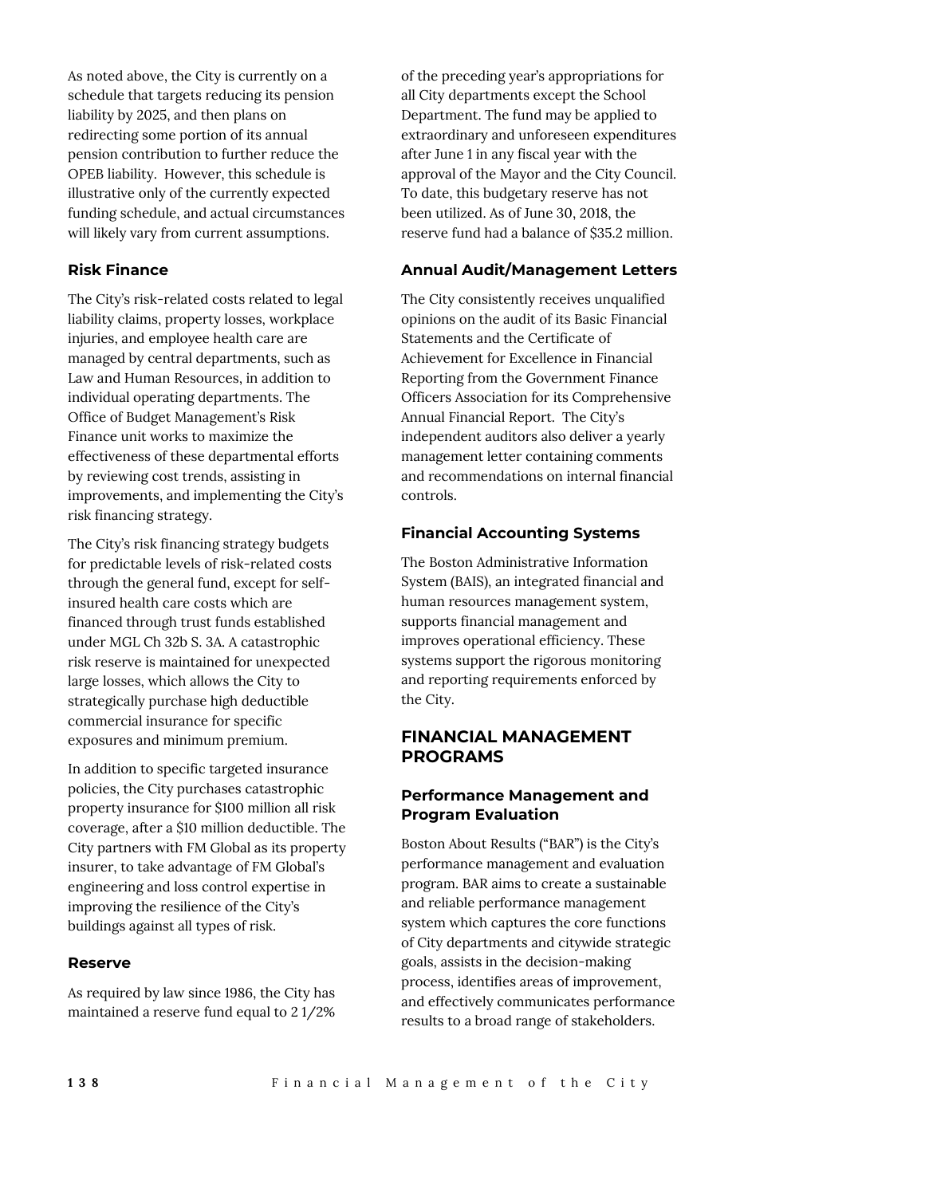As noted above, the City is currently on a schedule that targets reducing its pension liability by 2025, and then plans on redirecting some portion of its annual pension contribution to further reduce the OPEB liability. However, this schedule is illustrative only of the currently expected funding schedule, and actual circumstances will likely vary from current assumptions.

### Risk Finance

The City's risk-related costs related to legal liability claims, property losses, workplace injuries, and employee health care are managed by central departments, such as Law and Human Resources, in addition to individual operating departments. The Office of Budget Management's Risk Finance unit works to maximize the effectiveness of these departmental efforts by reviewing cost trends, assisting in improvements, and implementing the City's risk financing strategy.

The City's risk financing strategy budgets for predictable levels of risk-related costs through the general fund, except for self-insured health care costs which are financed through trust funds established under MGL Ch 32b S. 3A. A catastrophic risk reserve is maintained for unexpected large losses, which allows the City to strategically purchase high deductible commercial insurance for specific exposures and minimum premium.

In addition to specific targeted insurance policies, the City purchases catastrophic property insurance for $100 million all risk coverage, after a $10 million deductible. The City partners with FM Global as its property insurer, to take advantage of FM Global's engineering and loss control expertise in improving the resilience of the City's buildings against all types of risk.

### Reserve

As required by law since 1986, the City has maintained a reserve fund equal to 2 1/2% of the preceding year's appropriations for all City departments except the School Department. The fund may be applied to extraordinary and unforeseen expenditures after June 1 in any fiscal year with the approval of the Mayor and the City Council. To date, this budgetary reserve has not been utilized. As of June 30, 2018, the reserve fund had a balance of $35.2 million.

### Annual Audit/Management Letters

The City consistently receives unqualified opinions on the audit of its Basic Financial Statements and the Certificate of Achievement for Excellence in Financial Reporting from the Government Finance Officers Association for its Comprehensive Annual Financial Report. The City's independent auditors also deliver a yearly management letter containing comments and recommendations on internal financial controls.

### Financial Accounting Systems

The Boston Administrative Information System (BAIS), an integrated financial and human resources management system, supports financial management and improves operational efficiency. These systems support the rigorous monitoring and reporting requirements enforced by the City.

## FINANCIAL MANAGEMENT PROGRAMS

### Performance Management and Program Evaluation

Boston About Results ("BAR") is the City's performance management and evaluation program. BAR aims to create a sustainable and reliable performance management system which captures the core functions of City departments and citywide strategic goals, assists in the decision-making process, identifies areas of improvement, and effectively communicates performance results to a broad range of stakeholders.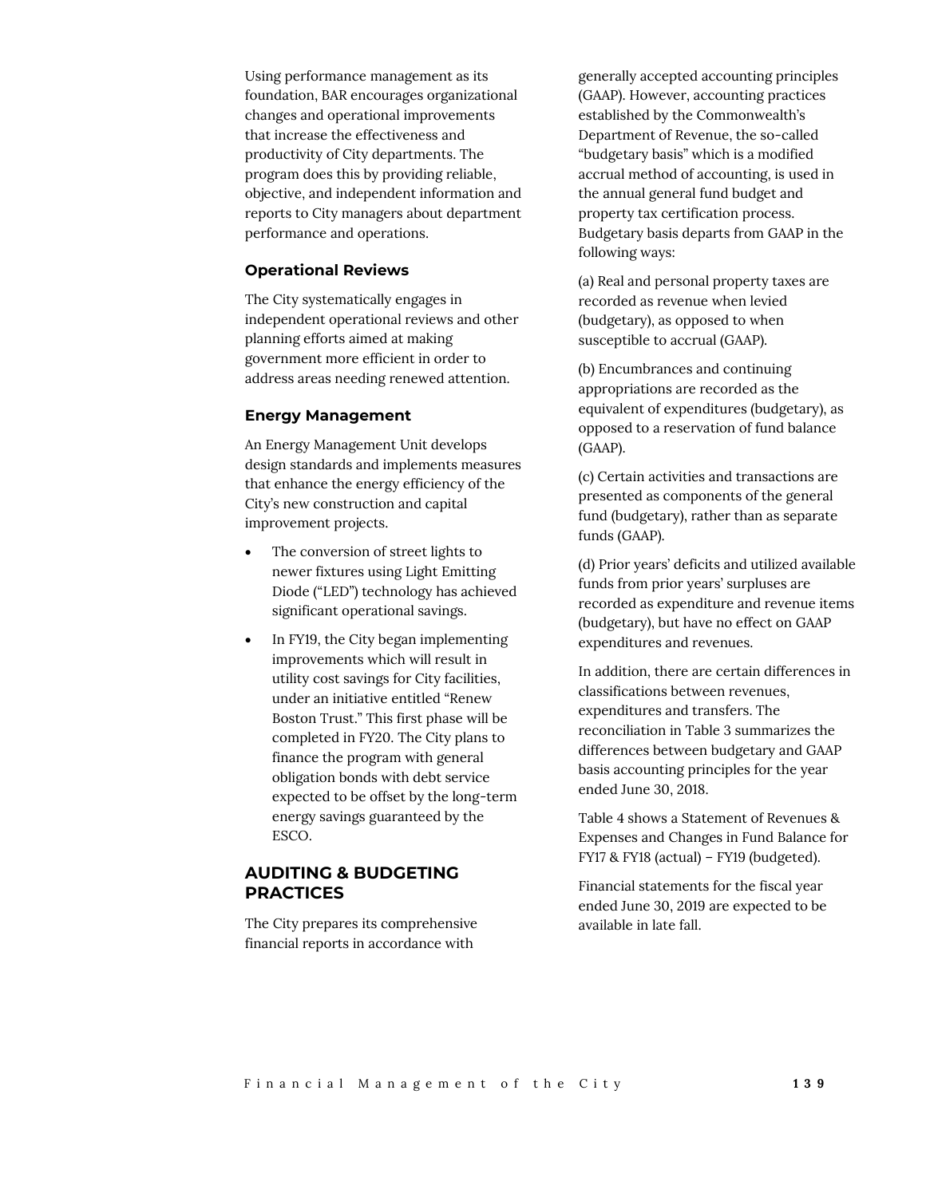Using performance management as its foundation, BAR encourages organizational changes and operational improvements that increase the effectiveness and productivity of City departments. The program does this by providing reliable, objective, and independent information and reports to City managers about department performance and operations.

### Operational Reviews

The City systematically engages in independent operational reviews and other planning efforts aimed at making government more efficient in order to address areas needing renewed attention.

### Energy Management

An Energy Management Unit develops design standards and implements measures that enhance the energy efficiency of the City's new construction and capital improvement projects.

- The conversion of street lights to newer fixtures using Light Emitting Diode ("LED") technology has achieved significant operational savings.
- In FY19, the City began implementing improvements which will result in utility cost savings for City facilities, under an initiative entitled "Renew Boston Trust." This first phase will be completed in FY20. The City plans to finance the program with general obligation bonds with debt service expected to be offset by the long-term energy savings guaranteed by the ESCO.

## AUDITING & BUDGETING PRACTICES

The City prepares its comprehensive financial reports in accordance with generally accepted accounting principles (GAAP). However, accounting practices established by the Commonwealth's Department of Revenue, the so-called "budgetary basis" which is a modified accrual method of accounting, is used in the annual general fund budget and property tax certification process. Budgetary basis departs from GAAP in the following ways:

(a) Real and personal property taxes are recorded as revenue when levied (budgetary), as opposed to when susceptible to accrual (GAAP).

(b) Encumbrances and continuing appropriations are recorded as the equivalent of expenditures (budgetary), as opposed to a reservation of fund balance (GAAP).

(c) Certain activities and transactions are presented as components of the general fund (budgetary), rather than as separate funds (GAAP).

(d) Prior years' deficits and utilized available funds from prior years' surpluses are recorded as expenditure and revenue items (budgetary), but have no effect on GAAP expenditures and revenues.

In addition, there are certain differences in classifications between revenues, expenditures and transfers. The reconciliation in Table 3 summarizes the differences between budgetary and GAAP basis accounting principles for the year ended June 30, 2018.

Table 4 shows a Statement of Revenues & Expenses and Changes in Fund Balance for FY17 & FY18 (actual) – FY19 (budgeted).

Financial statements for the fiscal year ended June 30, 2019 are expected to be available in late fall.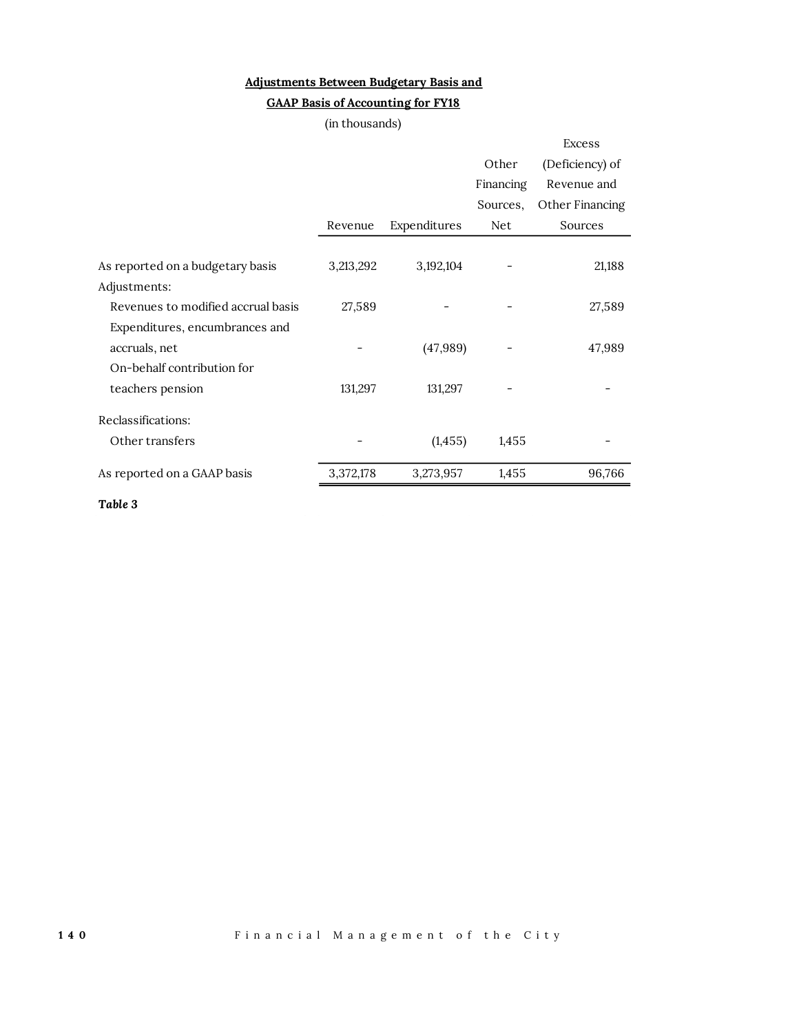**Adjustments Between Budgetary Basis and GAAP Basis of Accounting for FY18**

(in thousands)

| | Revenue | Expenditures | Other Financing Sources, Net | Excess (Deficiency) of Revenue and Other Financing Sources |
|---|---|---|---|---|
| As reported on a budgetary basis | 3,213,292 | 3,192,104 | - | 21,188 |
| Adjustments: | | | | |
| Revenues to modified accrual basis | 27,589 | - | - | 27,589 |
| Expenditures, encumbrances and accruals, net | - | (47,989) | - | 47,989 |
| On-behalf contribution for teachers pension | 131,297 | 131,297 | - | - |
| Reclassifications: | | | | |
| Other transfers | - | (1,455) | 1,455 | - |
| As reported on a GAAP basis | 3,372,178 | 3,273,957 | 1,455 | 96,766 |

***Table 3***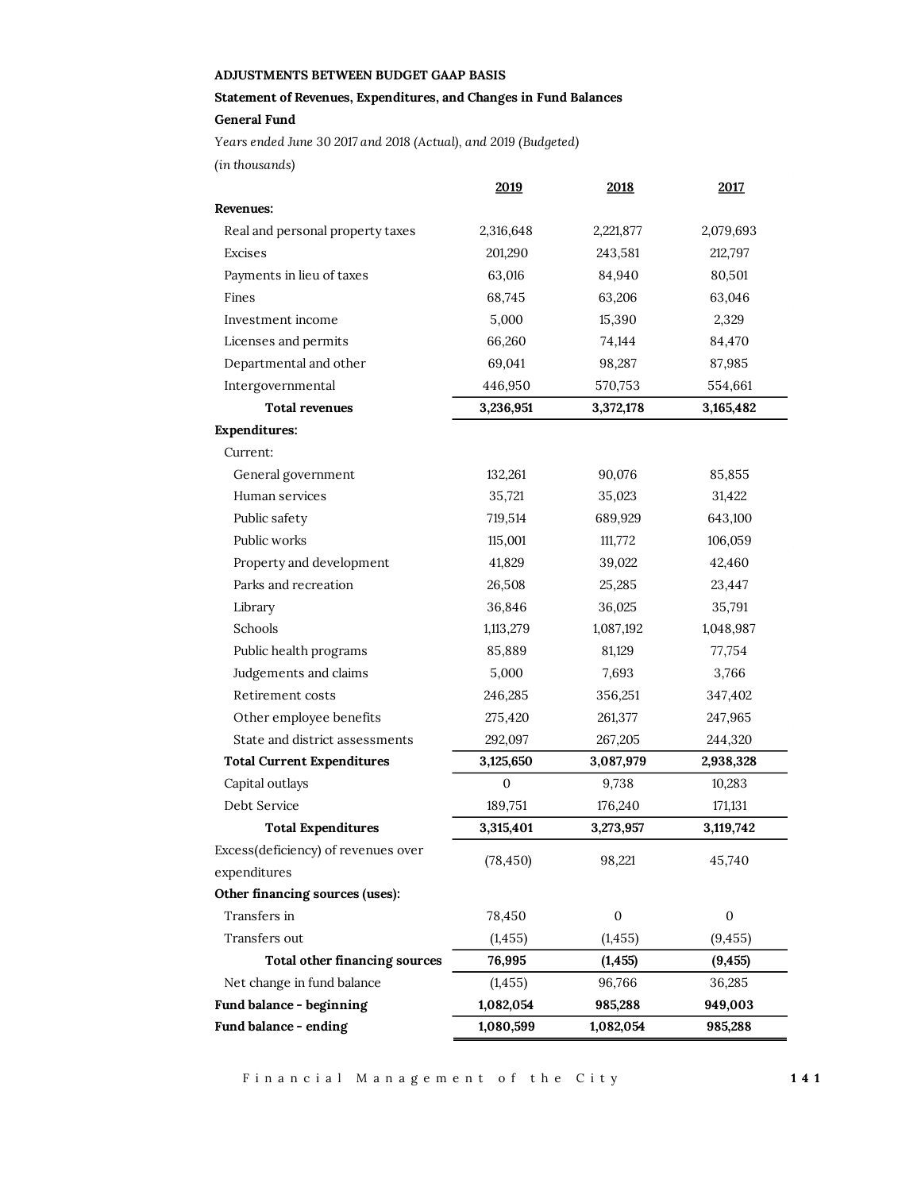**ADJUSTMENTS BETWEEN BUDGET GAAP BASIS**

**Statement of Revenues, Expenditures, and Changes in Fund Balances**

**General Fund**

*Years ended June 30 2017 and 2018 (Actual), and 2019 (Budgeted)*

*(in thousands)*

| | 2019 | 2018 | 2017 |
|---|---|---|---|
| **Revenues:** | | | |
| Real and personal property taxes | 2,316,648 | 2,221,877 | 2,079,693 |
| Excises | 201,290 | 243,581 | 212,797 |
| Payments in lieu of taxes | 63,016 | 84,940 | 80,501 |
| Fines | 68,745 | 63,206 | 63,046 |
| Investment income | 5,000 | 15,390 | 2,329 |
| Licenses and permits | 66,260 | 74,144 | 84,470 |
| Departmental and other | 69,041 | 98,287 | 87,985 |
| Intergovernmental | 446,950 | 570,753 | 554,661 |
| **Total revenues** | **3,236,951** | **3,372,178** | **3,165,482** |
| **Expenditures:** | | | |
| Current: | | | |
| General government | 132,261 | 90,076 | 85,855 |
| Human services | 35,721 | 35,023 | 31,422 |
| Public safety | 719,514 | 689,929 | 643,100 |
| Public works | 115,001 | 111,772 | 106,059 |
| Property and development | 41,829 | 39,022 | 42,460 |
| Parks and recreation | 26,508 | 25,285 | 23,447 |
| Library | 36,846 | 36,025 | 35,791 |
| Schools | 1,113,279 | 1,087,192 | 1,048,987 |
| Public health programs | 85,889 | 81,129 | 77,754 |
| Judgements and claims | 5,000 | 7,693 | 3,766 |
| Retirement costs | 246,285 | 356,251 | 347,402 |
| Other employee benefits | 275,420 | 261,377 | 247,965 |
| State and district assessments | 292,097 | 267,205 | 244,320 |
| **Total Current Expenditures** | **3,125,650** | **3,087,979** | **2,938,328** |
| Capital outlays | 0 | 9,738 | 10,283 |
| Debt Service | 189,751 | 176,240 | 171,131 |
| **Total Expenditures** | **3,315,401** | **3,273,957** | **3,119,742** |
| Excess(deficiency) of revenues over expenditures | (78,450) | 98,221 | 45,740 |
| **Other financing sources (uses):** | | | |
| Transfers in | 78,450 | 0 | 0 |
| Transfers out | (1,455) | (1,455) | (9,455) |
| **Total other financing sources** | **76,995** | **(1,455)** | **(9,455)** |
| Net change in fund balance | (1,455) | 96,766 | 36,285 |
| **Fund balance - beginning** | **1,082,054** | **985,288** | **949,003** |
| **Fund balance - ending** | **1,080,599** | **1,082,054** | **985,288** |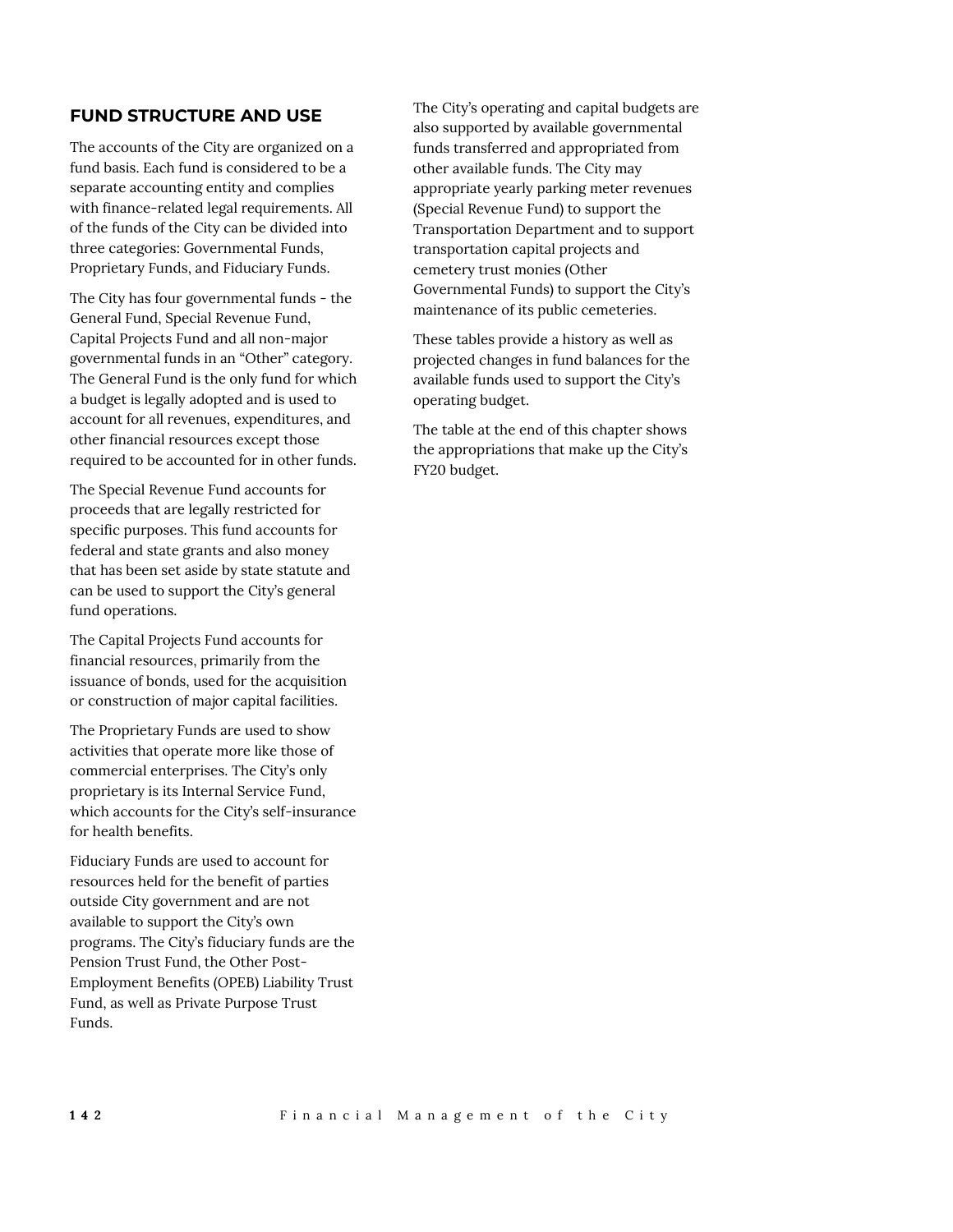## FUND STRUCTURE AND USE

The accounts of the City are organized on a fund basis. Each fund is considered to be a separate accounting entity and complies with finance-related legal requirements. All of the funds of the City can be divided into three categories: Governmental Funds, Proprietary Funds, and Fiduciary Funds.

The City has four governmental funds - the General Fund, Special Revenue Fund, Capital Projects Fund and all non-major governmental funds in an "Other" category. The General Fund is the only fund for which a budget is legally adopted and is used to account for all revenues, expenditures, and other financial resources except those required to be accounted for in other funds.

The Special Revenue Fund accounts for proceeds that are legally restricted for specific purposes. This fund accounts for federal and state grants and also money that has been set aside by state statute and can be used to support the City's general fund operations.

The Capital Projects Fund accounts for financial resources, primarily from the issuance of bonds, used for the acquisition or construction of major capital facilities.

The Proprietary Funds are used to show activities that operate more like those of commercial enterprises. The City's only proprietary is its Internal Service Fund, which accounts for the City's self-insurance for health benefits.

Fiduciary Funds are used to account for resources held for the benefit of parties outside City government and are not available to support the City's own programs. The City's fiduciary funds are the Pension Trust Fund, the Other Post-Employment Benefits (OPEB) Liability Trust Fund, as well as Private Purpose Trust Funds.

The City's operating and capital budgets are also supported by available governmental funds transferred and appropriated from other available funds. The City may appropriate yearly parking meter revenues (Special Revenue Fund) to support the Transportation Department and to support transportation capital projects and cemetery trust monies (Other Governmental Funds) to support the City's maintenance of its public cemeteries.

These tables provide a history as well as projected changes in fund balances for the available funds used to support the City's operating budget.

The table at the end of this chapter shows the appropriations that make up the City's FY20 budget.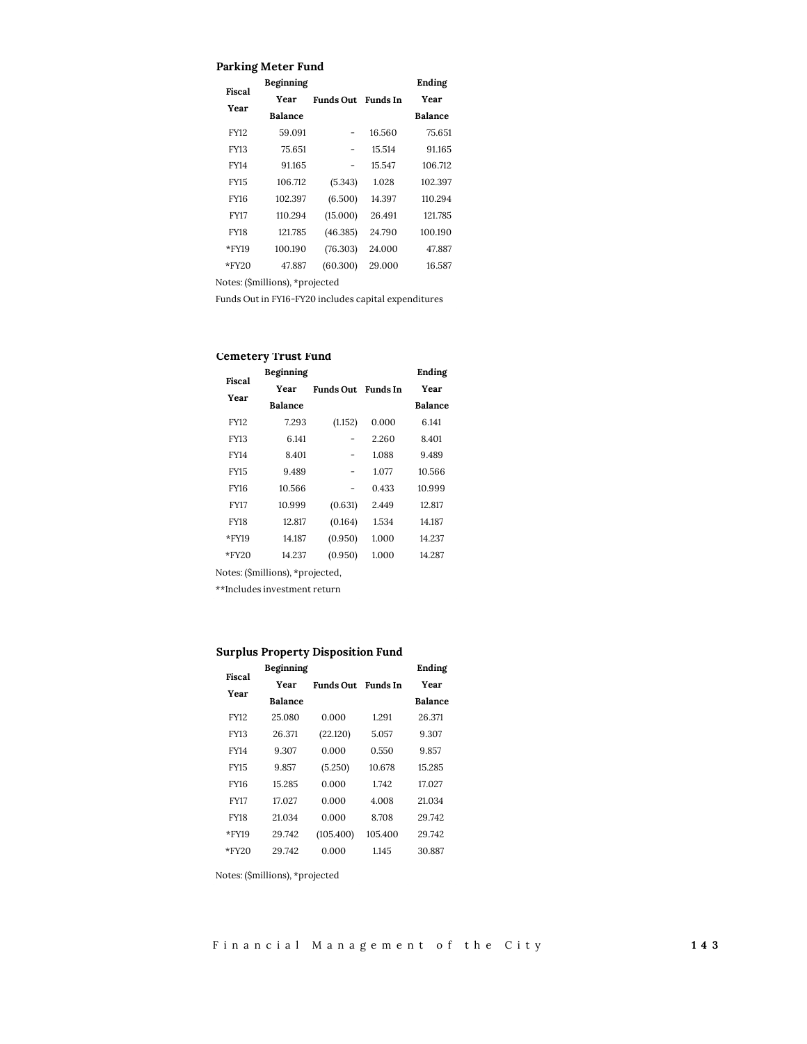### Parking Meter Fund

| Fiscal Year | Beginning Year Balance | Funds Out | Funds In | Ending Year Balance |
|---|---|---|---|---|
| FY12 | 59.091 | - | 16.560 | 75.651 |
| FY13 | 75.651 | - | 15.514 | 91.165 |
| FY14 | 91.165 | - | 15.547 | 106.712 |
| FY15 | 106.712 | (5.343) | 1.028 | 102.397 |
| FY16 | 102.397 | (6.500) | 14.397 | 110.294 |
| FY17 | 110.294 | (15.000) | 26.491 | 121.785 |
| FY18 | 121.785 | (46.385) | 24.790 | 100.190 |
| *FY19 | 100.190 | (76.303) | 24.000 | 47.887 |
| *FY20 | 47.887 | (60.300) | 29.000 | 16.587 |

Notes: ($millions), *projected

Funds Out in FY16-FY20 includes capital expenditures

### Cemetery Trust Fund

| Fiscal Year | Beginning Year Balance | Funds Out | Funds In | Ending Year Balance |
|---|---|---|---|---|
| FY12 | 7.293 | (1.152) | 0.000 | 6.141 |
| FY13 | 6.141 | - | 2.260 | 8.401 |
| FY14 | 8.401 | - | 1.088 | 9.489 |
| FY15 | 9.489 | - | 1.077 | 10.566 |
| FY16 | 10.566 | - | 0.433 | 10.999 |
| FY17 | 10.999 | (0.631) | 2.449 | 12.817 |
| FY18 | 12.817 | (0.164) | 1.534 | 14.187 |
| *FY19 | 14.187 | (0.950) | 1.000 | 14.237 |
| *FY20 | 14.237 | (0.950) | 1.000 | 14.287 |

Notes: ($millions), *projected,

**Includes investment return

### Surplus Property Disposition Fund

| Fiscal Year | Beginning Year Balance | Funds Out | Funds In | Ending Year Balance |
|---|---|---|---|---|
| FY12 | 25.080 | 0.000 | 1.291 | 26.371 |
| FY13 | 26.371 | (22.120) | 5.057 | 9.307 |
| FY14 | 9.307 | 0.000 | 0.550 | 9.857 |
| FY15 | 9.857 | (5.250) | 10.678 | 15.285 |
| FY16 | 15.285 | 0.000 | 1.742 | 17.027 |
| FY17 | 17.027 | 0.000 | 4.008 | 21.034 |
| FY18 | 21.034 | 0.000 | 8.708 | 29.742 |
| *FY19 | 29.742 | (105.400) | 105.400 | 29.742 |
| *FY20 | 29.742 | 0.000 | 1.145 | 30.887 |

Notes: ($millions), *projected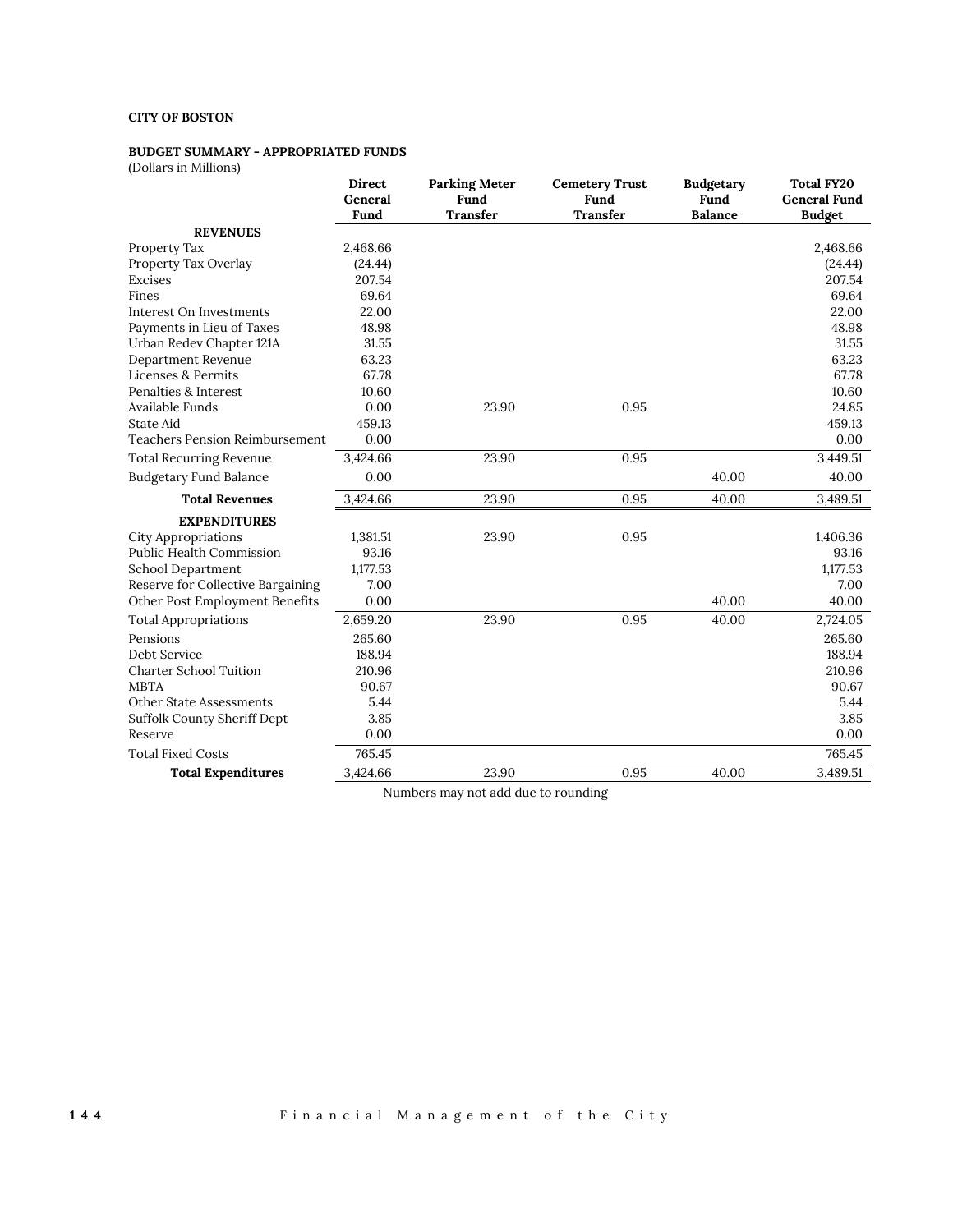**CITY OF BOSTON**

**BUDGET SUMMARY - APPROPRIATED FUNDS**
(Dollars in Millions)

| | Direct General Fund | Parking Meter Fund Transfer | Cemetery Trust Fund Transfer | Budgetary Fund Balance | Total FY20 General Fund Budget |
|---|---|---|---|---|---|
| **REVENUES** | | | | | |
| Property Tax | 2,468.66 | | | | 2,468.66 |
| Property Tax Overlay | (24.44) | | | | (24.44) |
| Excises | 207.54 | | | | 207.54 |
| Fines | 69.64 | | | | 69.64 |
| Interest On Investments | 22.00 | | | | 22.00 |
| Payments in Lieu of Taxes | 48.98 | | | | 48.98 |
| Urban Redev Chapter 121A | 31.55 | | | | 31.55 |
| Department Revenue | 63.23 | | | | 63.23 |
| Licenses & Permits | 67.78 | | | | 67.78 |
| Penalties & Interest | 10.60 | | | | 10.60 |
| Available Funds | 0.00 | 23.90 | 0.95 | | 24.85 |
| State Aid | 459.13 | | | | 459.13 |
| Teachers Pension Reimbursement | 0.00 | | | | 0.00 |
| Total Recurring Revenue | 3,424.66 | 23.90 | 0.95 | | 3,449.51 |
| Budgetary Fund Balance | 0.00 | | | 40.00 | 40.00 |
| **Total Revenues** | 3,424.66 | 23.90 | 0.95 | 40.00 | 3,489.51 |
| **EXPENDITURES** | | | | | |
| City Appropriations | 1,381.51 | 23.90 | 0.95 | | 1,406.36 |
| Public Health Commission | 93.16 | | | | 93.16 |
| School Department | 1,177.53 | | | | 1,177.53 |
| Reserve for Collective Bargaining | 7.00 | | | | 7.00 |
| Other Post Employment Benefits | 0.00 | | | 40.00 | 40.00 |
| Total Appropriations | 2,659.20 | 23.90 | 0.95 | 40.00 | 2,724.05 |
| Pensions | 265.60 | | | | 265.60 |
| Debt Service | 188.94 | | | | 188.94 |
| Charter School Tuition | 210.96 | | | | 210.96 |
| MBTA | 90.67 | | | | 90.67 |
| Other State Assessments | 5.44 | | | | 5.44 |
| Suffolk County Sheriff Dept | 3.85 | | | | 3.85 |
| Reserve | 0.00 | | | | 0.00 |
| Total Fixed Costs | 765.45 | | | | 765.45 |
| **Total Expenditures** | 3,424.66 | 23.90 | 0.95 | 40.00 | 3,489.51 |

Numbers may not add due to rounding